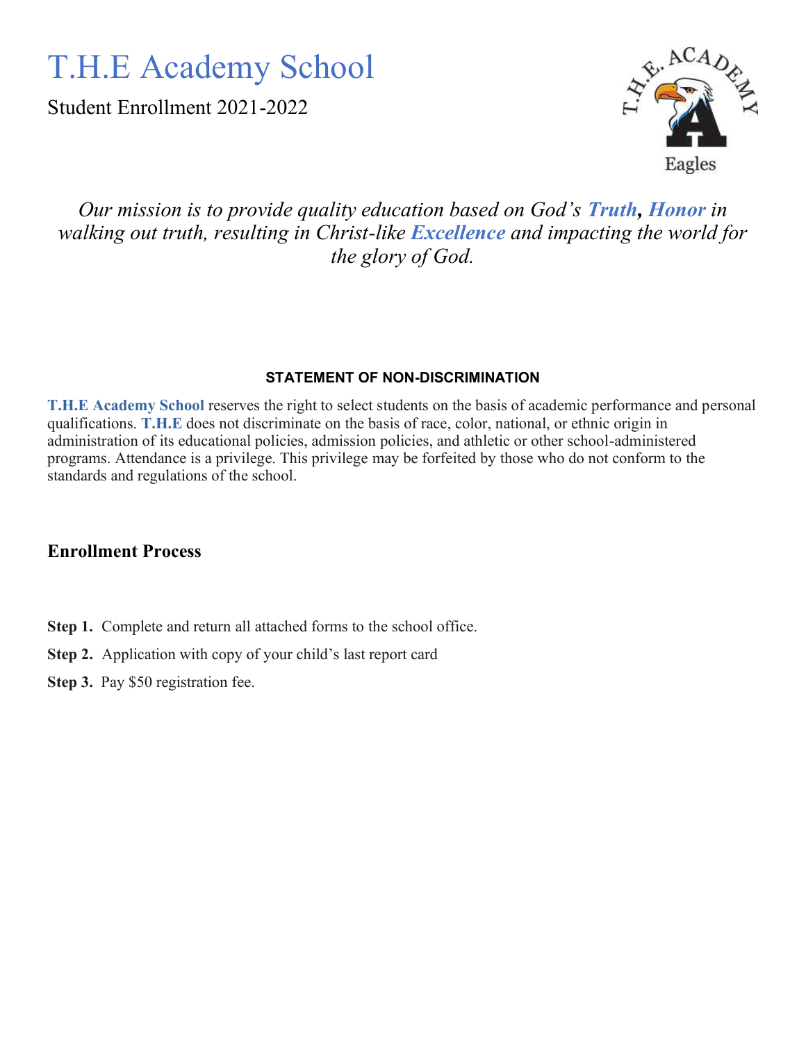# T.H.E Academy School

Student Enrollment 2021-2022

*Our mission is to provide quality education based on God's **Truth**, **Honor** in walking out truth, resulting in Christ-like **Excellence** and impacting the world for the glory of God.*

### STATEMENT OF NON-DISCRIMINATION

**T.H.E Academy School** reserves the right to select students on the basis of academic performance and personal qualifications. **T.H.E** does not discriminate on the basis of race, color, national, or ethnic origin in administration of its educational policies, admission policies, and athletic or other school-administered programs. Attendance is a privilege. This privilege may be forfeited by those who do not conform to the standards and regulations of the school.

## Enrollment Process

**Step 1.** Complete and return all attached forms to the school office.

**Step 2.** Application with copy of your child's last report card

**Step 3.** Pay $50 registration fee.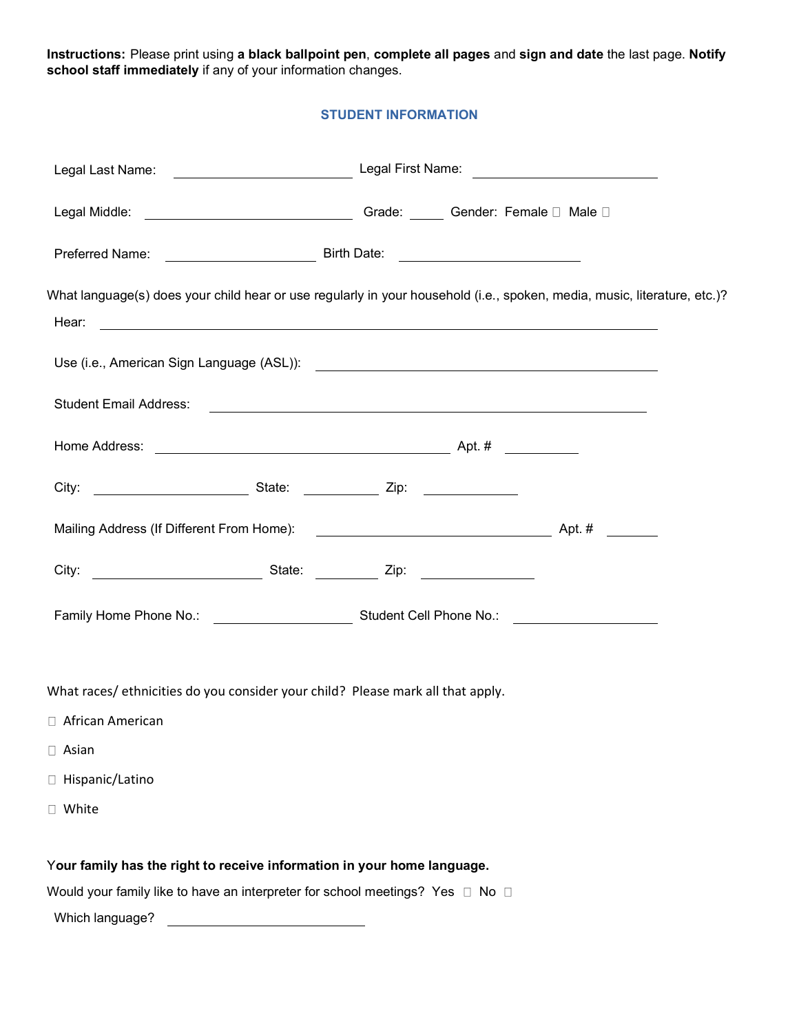**Instructions:** Please print using **a black ballpoint pen**, **complete all pages** and **sign and date** the last page. **Notify school staff immediately** if any of your information changes.

## STUDENT INFORMATION

Legal Last Name: ______________________ Legal First Name: ______________________

Legal Middle: ______________________ Grade: _____ Gender: Female ☐ Male ☐

Preferred Name: ______________________ Birth Date: ______________________

What language(s) does your child hear or use regularly in your household (i.e., spoken, media, music, literature, etc.)?

Hear: ______________________________________________

Use (i.e., American Sign Language (ASL)): ______________________________________________

Student Email Address: ______________________________________________

Home Address: ______________________________________________ Apt. # __________

City: ______________________ State: __________ Zip: __________

Mailing Address (If Different From Home): ______________________________ Apt. # __________

City: ______________________ State: __________ Zip: __________

Family Home Phone No.: ______________________ Student Cell Phone No.: ______________________

What races/ ethnicities do you consider your child? Please mark all that apply.

☐ African American

☐ Asian

☐ Hispanic/Latino

☐ White

**Your family has the right to receive information in your home language.**

Would your family like to have an interpreter for school meetings? Yes ☐ No ☐

Which language? ______________________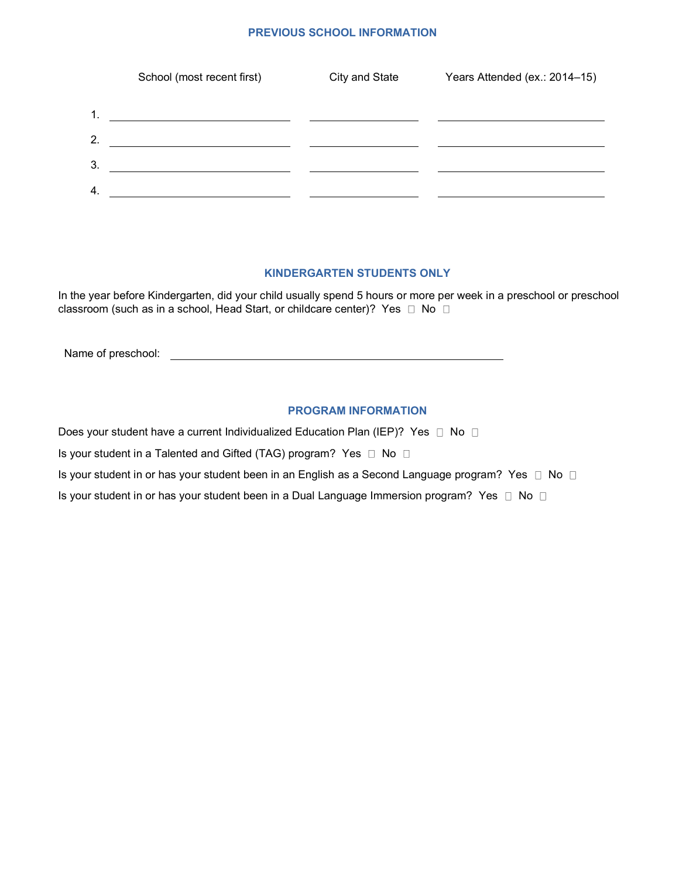## PREVIOUS SCHOOL INFORMATION

| | School (most recent first) | City and State | Years Attended (ex.: 2014–15) |
|---|---|---|---|
| 1. | | | |
| 2. | | | |
| 3. | | | |
| 4. | | | |

## KINDERGARTEN STUDENTS ONLY

In the year before Kindergarten, did your child usually spend 5 hours or more per week in a preschool or preschool classroom (such as in a school, Head Start, or childcare center)? Yes ☐ No ☐

Name of preschool: ______________________________

## PROGRAM INFORMATION

Does your student have a current Individualized Education Plan (IEP)? Yes ☐ No ☐

Is your student in a Talented and Gifted (TAG) program? Yes ☐ No ☐

Is your student in or has your student been in an English as a Second Language program? Yes ☐ No ☐

Is your student in or has your student been in a Dual Language Immersion program? Yes ☐ No ☐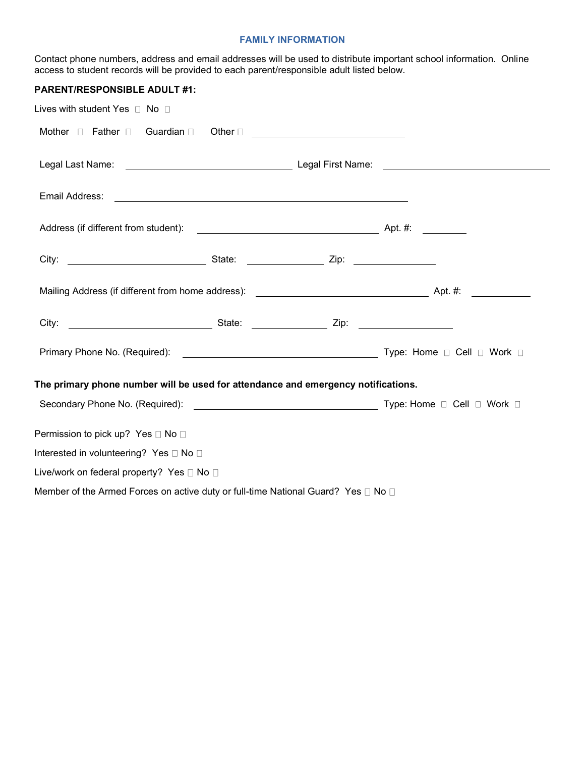## FAMILY INFORMATION

Contact phone numbers, address and email addresses will be used to distribute important school information. Online access to student records will be provided to each parent/responsible adult listed below.

**PARENT/RESPONSIBLE ADULT #1:**

Lives with student Yes ☐ No ☐

Mother ☐ Father ☐ Guardian ☐ Other ☐ ______________________________

Legal Last Name: ______________________________ Legal First Name: ______________________________

Email Address: ______________________________________________________

Address (if different from student): __________________________________ Apt. #: ________

City: _________________________ State: ______________ Zip: _______________

Mailing Address (if different from home address): _______________________________ Apt. #: ___________

City: __________________________ State: ______________ Zip: _________________

Primary Phone No. (Required): ___________________________________ Type: Home ☐ Cell ☐ Work ☐

**The primary phone number will be used for attendance and emergency notifications.**

Secondary Phone No. (Required): _________________________________ Type: Home ☐ Cell ☐ Work ☐

Permission to pick up? Yes ☐ No ☐

Interested in volunteering? Yes ☐ No ☐

Live/work on federal property? Yes ☐ No ☐

Member of the Armed Forces on active duty or full-time National Guard? Yes ☐ No ☐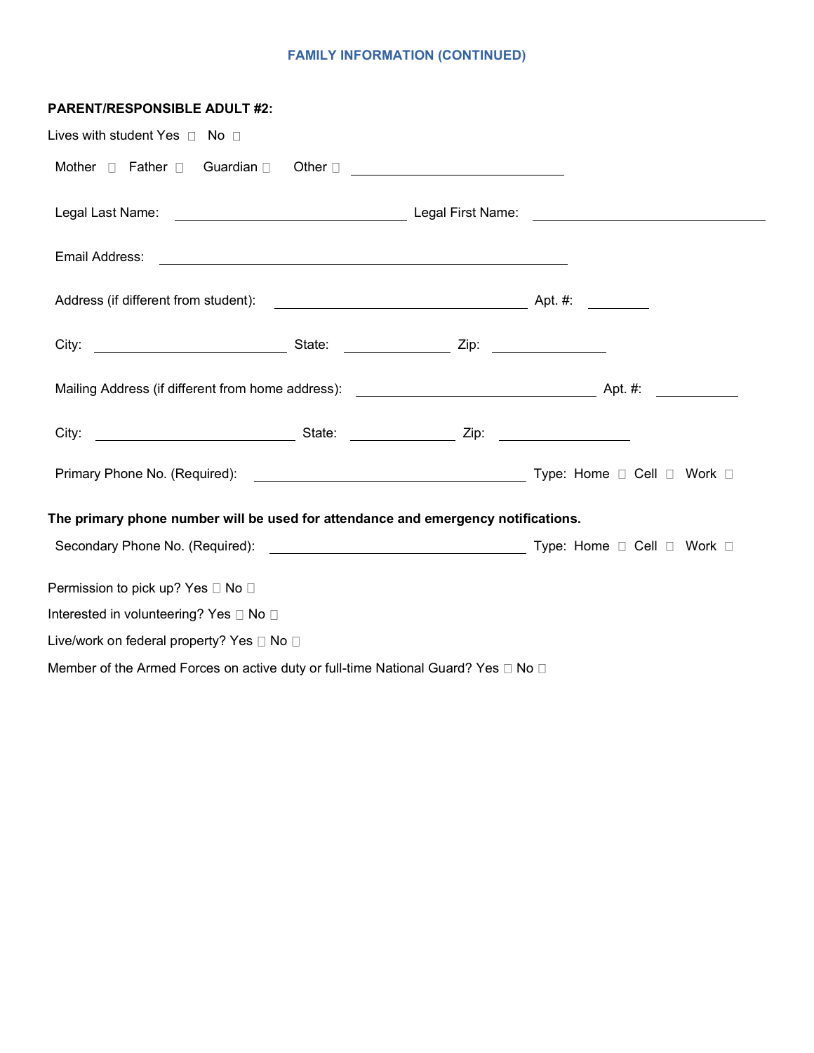## FAMILY INFORMATION (CONTINUED)

**PARENT/RESPONSIBLE ADULT #2:**

Lives with student Yes ☐ No ☐

Mother ☐ Father ☐ Guardian ☐ Other ☐ ____________________________

Legal Last Name: ______________________________ Legal First Name: ______________________________

Email Address: ______________________________________________________

Address (if different from student): _________________________________ Apt. #: ________

City: _________________________ State: ______________ Zip: _______________

Mailing Address (if different from home address): ______________________________ Apt. #: __________

City: __________________________ State: ______________ Zip: _________________

Primary Phone No. (Required): ___________________________________ Type: Home ☐ Cell ☐ Work ☐

**The primary phone number will be used for attendance and emergency notifications.**

Secondary Phone No. (Required): _________________________________ Type: Home ☐ Cell ☐ Work ☐

Permission to pick up? Yes ☐ No ☐

Interested in volunteering? Yes ☐ No ☐

Live/work on federal property? Yes ☐ No ☐

Member of the Armed Forces on active duty or full-time National Guard? Yes ☐ No ☐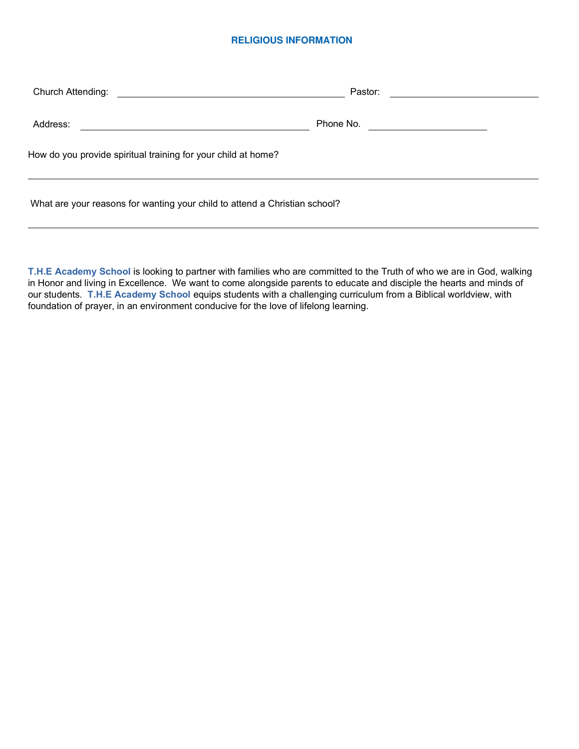## RELIGIOUS INFORMATION

Church Attending: ______________________________ Pastor: ____________________

Address: ______________________________ Phone No. ________________

How do you provide spiritual training for your child at home?

_______________________________________________________________________

What are your reasons for wanting your child to attend a Christian school?

_______________________________________________________________________

**T.H.E Academy School** is looking to partner with families who are committed to the Truth of who we are in God, walking in Honor and living in Excellence. We want to come alongside parents to educate and disciple the hearts and minds of our students. **T.H.E Academy School** equips students with a challenging curriculum from a Biblical worldview, with foundation of prayer, in an environment conducive for the love of lifelong learning.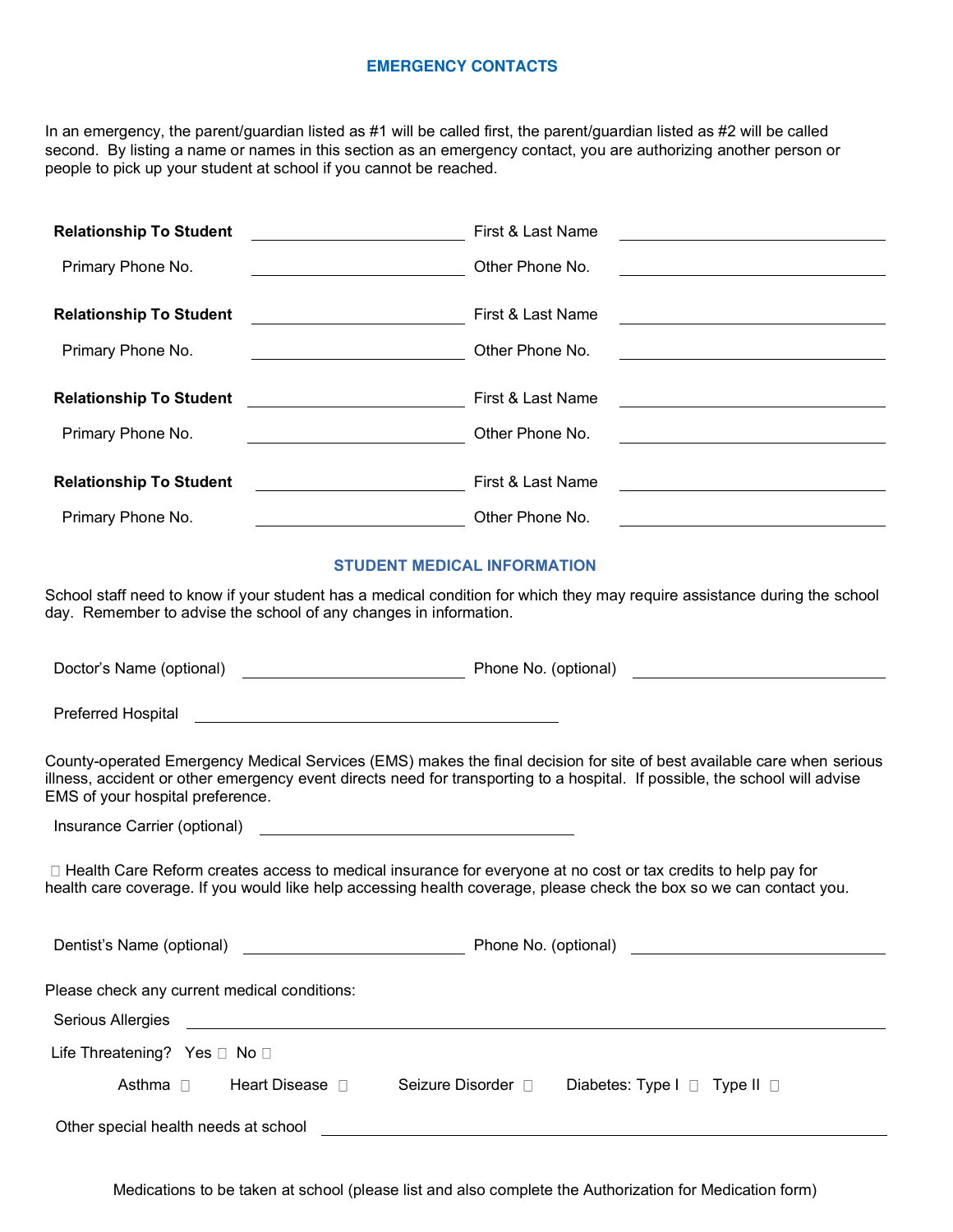## EMERGENCY CONTACTS

In an emergency, the parent/guardian listed as #1 will be called first, the parent/guardian listed as #2 will be called second. By listing a name or names in this section as an emergency contact, you are authorizing another person or people to pick up your student at school if you cannot be reached.

**Relationship To Student** ____________________ First & Last Name ____________________

Primary Phone No. ____________________ Other Phone No. ____________________

**Relationship To Student** ____________________ First & Last Name ____________________

Primary Phone No. ____________________ Other Phone No. ____________________

**Relationship To Student** ____________________ First & Last Name ____________________

Primary Phone No. ____________________ Other Phone No. ____________________

**Relationship To Student** ____________________ First & Last Name ____________________

Primary Phone No. ____________________ Other Phone No. ____________________

## STUDENT MEDICAL INFORMATION

School staff need to know if your student has a medical condition for which they may require assistance during the school day. Remember to advise the school of any changes in information.

Doctor's Name (optional) ____________________ Phone No. (optional) ____________________

Preferred Hospital ______________________________

County-operated Emergency Medical Services (EMS) makes the final decision for site of best available care when serious illness, accident or other emergency event directs need for transporting to a hospital. If possible, the school will advise EMS of your hospital preference.

Insurance Carrier (optional) ______________________________

☐ Health Care Reform creates access to medical insurance for everyone at no cost or tax credits to help pay for health care coverage. If you would like help accessing health coverage, please check the box so we can contact you.

Dentist's Name (optional) ____________________ Phone No. (optional) ____________________

Please check any current medical conditions:

Serious Allergies ________________________________________

Life Threatening? Yes ☐ No ☐

Asthma ☐ Heart Disease ☐ Seizure Disorder ☐ Diabetes: Type I ☐ Type II ☐

Other special health needs at school ________________________________________

Medications to be taken at school (please list and also complete the Authorization for Medication form)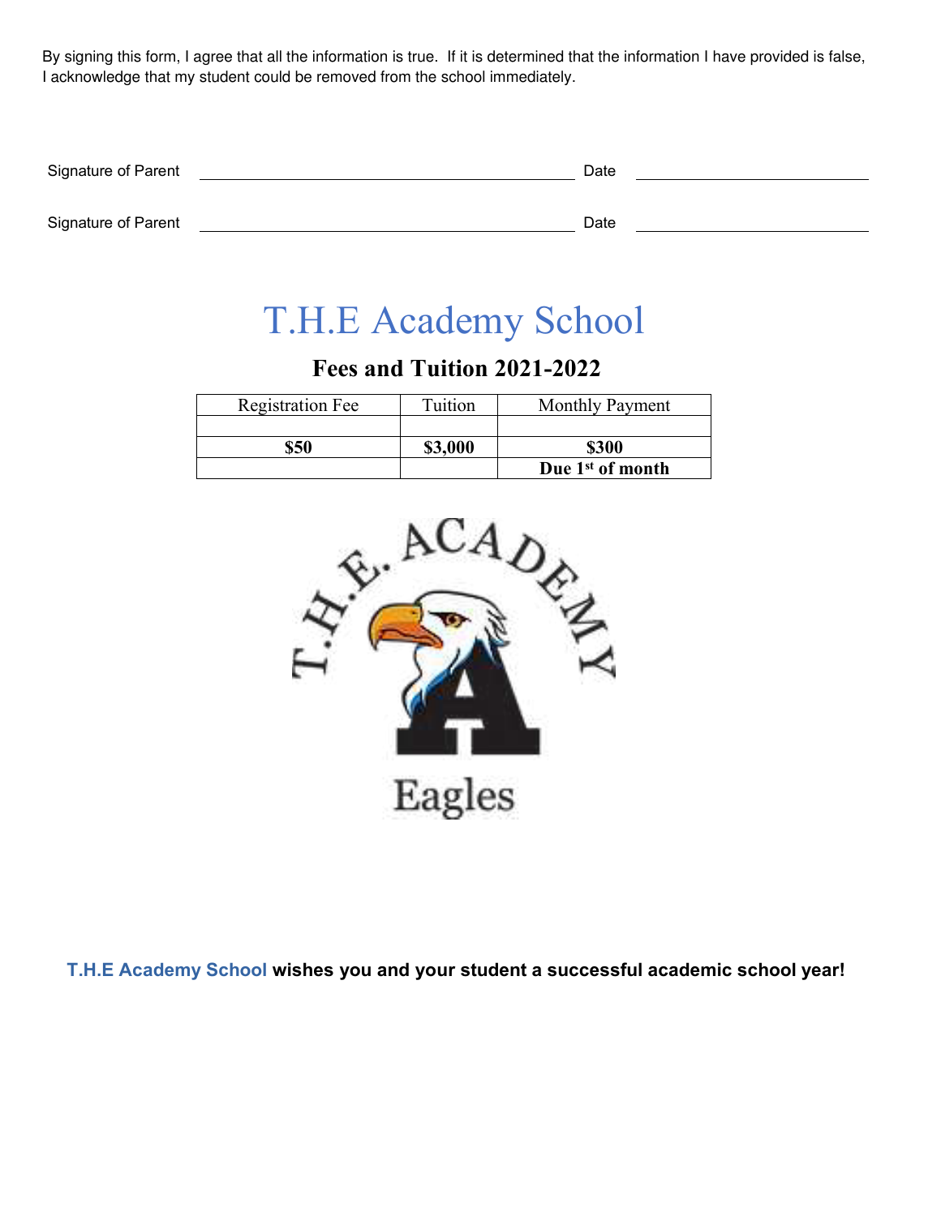By signing this form, I agree that all the information is true. If it is determined that the information I have provided is false, I acknowledge that my student could be removed from the school immediately.

Signature of Parent \_\_\_\_\_\_\_\_\_\_\_\_\_\_\_\_\_\_\_\_\_\_\_\_\_\_\_\_\_\_\_\_\_\_\_\_ Date \_\_\_\_\_\_\_\_\_\_\_\_\_\_\_\_\_\_\_\_\_\_

Signature of Parent \_\_\_\_\_\_\_\_\_\_\_\_\_\_\_\_\_\_\_\_\_\_\_\_\_\_\_\_\_\_\_\_\_\_\_\_ Date \_\_\_\_\_\_\_\_\_\_\_\_\_\_\_\_\_\_\_\_\_\_

# T.H.E Academy School

## Fees and Tuition 2021-2022

| Registration Fee | Tuition | Monthly Payment |
|---|---|---|
| | | |
| **$50** | **$3,000** | **$300** |
| | | **Due 1st of month** |

T.H.E. ACADEMY

Eagles

**T.H.E Academy School wishes you and your student a successful academic school year!**